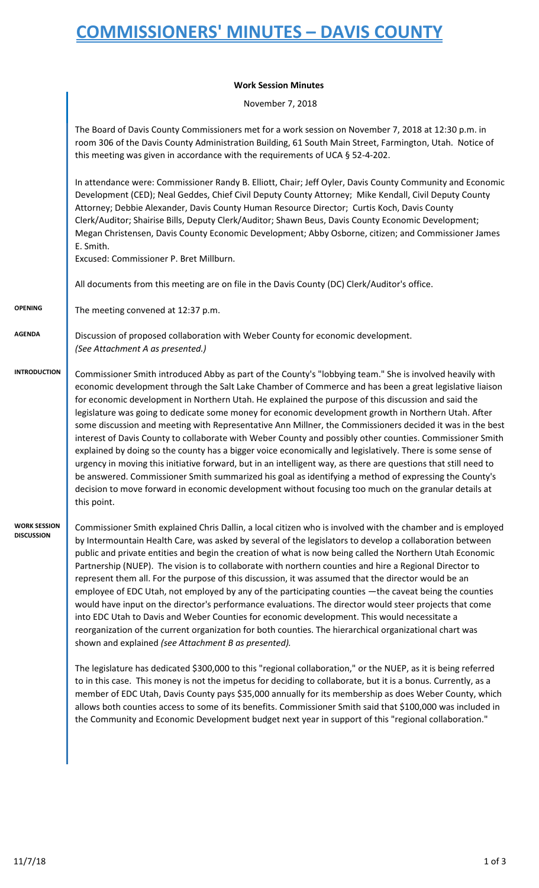# COMMISSIONERS' MINUTES – DAVIS COUNTY

**Work Session Minutes**

November 7, 2018

The Board of Davis County Commissioners met for a work session on November 7, 2018 at 12:30 p.m. in room 306 of the Davis County Administration Building, 61 South Main Street, Farmington, Utah. Notice of this meeting was given in accordance with the requirements of UCA § 52-4-202.

In attendance were: Commissioner Randy B. Elliott, Chair; Jeff Oyler, Davis County Community and Economic Development (CED); Neal Geddes, Chief Civil Deputy County Attorney; Mike Kendall, Civil Deputy County Attorney; Debbie Alexander, Davis County Human Resource Director; Curtis Koch, Davis County Clerk/Auditor; Shairise Bills, Deputy Clerk/Auditor; Shawn Beus, Davis County Economic Development; Megan Christensen, Davis County Economic Development; Abby Osborne, citizen; and Commissioner James E. Smith.
Excused: Commissioner P. Bret Millburn.

All documents from this meeting are on file in the Davis County (DC) Clerk/Auditor's office.

**OPENING**

The meeting convened at 12:37 p.m.

**AGENDA**

Discussion of proposed collaboration with Weber County for economic development.
*(See Attachment A as presented.)*

**INTRODUCTION**

Commissioner Smith introduced Abby as part of the County's "lobbying team." She is involved heavily with economic development through the Salt Lake Chamber of Commerce and has been a great legislative liaison for economic development in Northern Utah. He explained the purpose of this discussion and said the legislature was going to dedicate some money for economic development growth in Northern Utah. After some discussion and meeting with Representative Ann Millner, the Commissioners decided it was in the best interest of Davis County to collaborate with Weber County and possibly other counties. Commissioner Smith explained by doing so the county has a bigger voice economically and legislatively. There is some sense of urgency in moving this initiative forward, but in an intelligent way, as there are questions that still need to be answered. Commissioner Smith summarized his goal as identifying a method of expressing the County's decision to move forward in economic development without focusing too much on the granular details at this point.

**WORK SESSION DISCUSSION**

Commissioner Smith explained Chris Dallin, a local citizen who is involved with the chamber and is employed by Intermountain Health Care, was asked by several of the legislators to develop a collaboration between public and private entities and begin the creation of what is now being called the Northern Utah Economic Partnership (NUEP). The vision is to collaborate with northern counties and hire a Regional Director to represent them all. For the purpose of this discussion, it was assumed that the director would be an employee of EDC Utah, not employed by any of the participating counties —the caveat being the counties would have input on the director's performance evaluations. The director would steer projects that come into EDC Utah to Davis and Weber Counties for economic development. This would necessitate a reorganization of the current organization for both counties. The hierarchical organizational chart was shown and explained *(see Attachment B as presented).*

The legislature has dedicated $300,000 to this "regional collaboration," or the NUEP, as it is being referred to in this case. This money is not the impetus for deciding to collaborate, but it is a bonus. Currently, as a member of EDC Utah, Davis County pays $35,000 annually for its membership as does Weber County, which allows both counties access to some of its benefits. Commissioner Smith said that $100,000 was included in the Community and Economic Development budget next year in support of this "regional collaboration."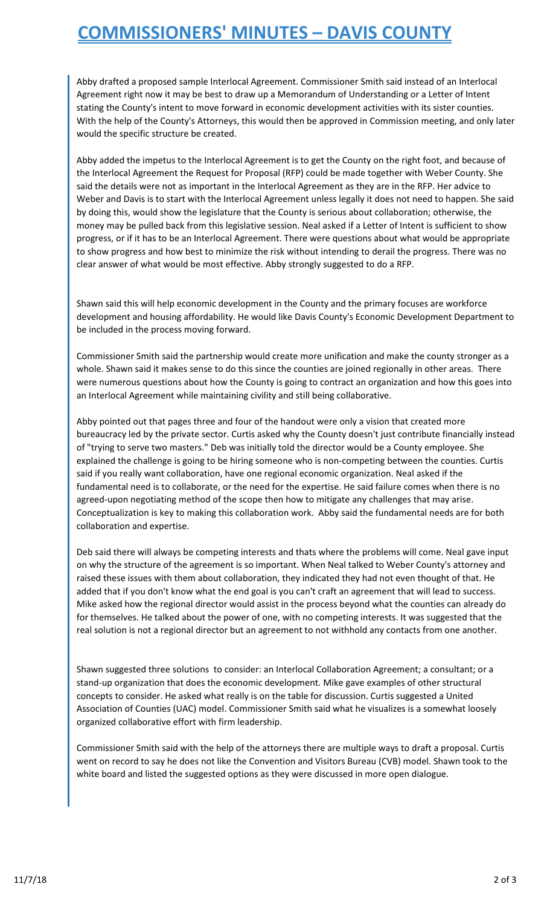# COMMISSIONERS' MINUTES – DAVIS COUNTY

Abby drafted a proposed sample Interlocal Agreement. Commissioner Smith said instead of an Interlocal Agreement right now it may be best to draw up a Memorandum of Understanding or a Letter of Intent stating the County's intent to move forward in economic development activities with its sister counties. With the help of the County's Attorneys, this would then be approved in Commission meeting, and only later would the specific structure be created.

Abby added the impetus to the Interlocal Agreement is to get the County on the right foot, and because of the Interlocal Agreement the Request for Proposal (RFP) could be made together with Weber County. She said the details were not as important in the Interlocal Agreement as they are in the RFP. Her advice to Weber and Davis is to start with the Interlocal Agreement unless legally it does not need to happen. She said by doing this, would show the legislature that the County is serious about collaboration; otherwise, the money may be pulled back from this legislative session. Neal asked if a Letter of Intent is sufficient to show progress, or if it has to be an Interlocal Agreement. There were questions about what would be appropriate to show progress and how best to minimize the risk without intending to derail the progress. There was no clear answer of what would be most effective. Abby strongly suggested to do a RFP.

Shawn said this will help economic development in the County and the primary focuses are workforce development and housing affordability. He would like Davis County's Economic Development Department to be included in the process moving forward.

Commissioner Smith said the partnership would create more unification and make the county stronger as a whole. Shawn said it makes sense to do this since the counties are joined regionally in other areas. There were numerous questions about how the County is going to contract an organization and how this goes into an Interlocal Agreement while maintaining civility and still being collaborative.

Abby pointed out that pages three and four of the handout were only a vision that created more bureaucracy led by the private sector. Curtis asked why the County doesn't just contribute financially instead of "trying to serve two masters." Deb was initially told the director would be a County employee. She explained the challenge is going to be hiring someone who is non-competing between the counties. Curtis said if you really want collaboration, have one regional economic organization. Neal asked if the fundamental need is to collaborate, or the need for the expertise. He said failure comes when there is no agreed-upon negotiating method of the scope then how to mitigate any challenges that may arise. Conceptualization is key to making this collaboration work. Abby said the fundamental needs are for both collaboration and expertise.

Deb said there will always be competing interests and thats where the problems will come. Neal gave input on why the structure of the agreement is so important. When Neal talked to Weber County's attorney and raised these issues with them about collaboration, they indicated they had not even thought of that. He added that if you don't know what the end goal is you can't craft an agreement that will lead to success. Mike asked how the regional director would assist in the process beyond what the counties can already do for themselves. He talked about the power of one, with no competing interests. It was suggested that the real solution is not a regional director but an agreement to not withhold any contacts from one another.

Shawn suggested three solutions to consider: an Interlocal Collaboration Agreement; a consultant; or a stand-up organization that does the economic development. Mike gave examples of other structural concepts to consider. He asked what really is on the table for discussion. Curtis suggested a United Association of Counties (UAC) model. Commissioner Smith said what he visualizes is a somewhat loosely organized collaborative effort with firm leadership.

Commissioner Smith said with the help of the attorneys there are multiple ways to draft a proposal. Curtis went on record to say he does not like the Convention and Visitors Bureau (CVB) model. Shawn took to the white board and listed the suggested options as they were discussed in more open dialogue.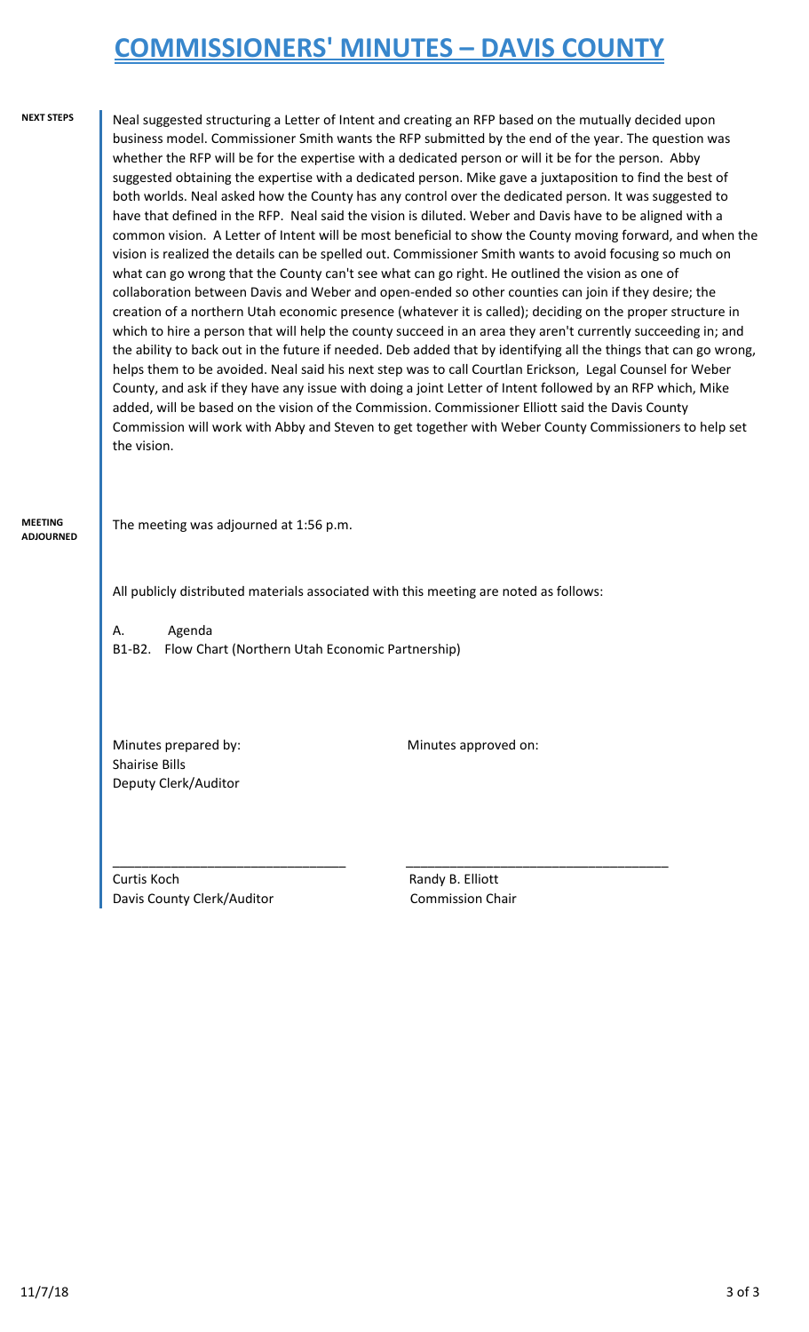# COMMISSIONERS' MINUTES – DAVIS COUNTY

**NEXT STEPS**

Neal suggested structuring a Letter of Intent and creating an RFP based on the mutually decided upon business model. Commissioner Smith wants the RFP submitted by the end of the year. The question was whether the RFP will be for the expertise with a dedicated person or will it be for the person. Abby suggested obtaining the expertise with a dedicated person. Mike gave a juxtaposition to find the best of both worlds. Neal asked how the County has any control over the dedicated person. It was suggested to have that defined in the RFP. Neal said the vision is diluted. Weber and Davis have to be aligned with a common vision. A Letter of Intent will be most beneficial to show the County moving forward, and when the vision is realized the details can be spelled out. Commissioner Smith wants to avoid focusing so much on what can go wrong that the County can't see what can go right. He outlined the vision as one of collaboration between Davis and Weber and open-ended so other counties can join if they desire; the creation of a northern Utah economic presence (whatever it is called); deciding on the proper structure in which to hire a person that will help the county succeed in an area they aren't currently succeeding in; and the ability to back out in the future if needed. Deb added that by identifying all the things that can go wrong, helps them to be avoided. Neal said his next step was to call Courtlan Erickson, Legal Counsel for Weber County, and ask if they have any issue with doing a joint Letter of Intent followed by an RFP which, Mike added, will be based on the vision of the Commission. Commissioner Elliott said the Davis County Commission will work with Abby and Steven to get together with Weber County Commissioners to help set the vision.

**MEETING ADJOURNED**

The meeting was adjourned at 1:56 p.m.

All publicly distributed materials associated with this meeting are noted as follows:

A. Agenda
B1-B2. Flow Chart (Northern Utah Economic Partnership)

Minutes prepared by:
Shairise Bills
Deputy Clerk/Auditor

Minutes approved on:

\_\_\_\_\_\_\_\_\_\_\_\_\_\_\_\_\_\_\_\_\_\_\_\_\_\_\_\_\_\_\_\_
Curtis Koch
Davis County Clerk/Auditor

\_\_\_\_\_\_\_\_\_\_\_\_\_\_\_\_\_\_\_\_\_\_\_\_\_\_\_\_\_\_\_\_
Randy B. Elliott
Commission Chair

11/7/18